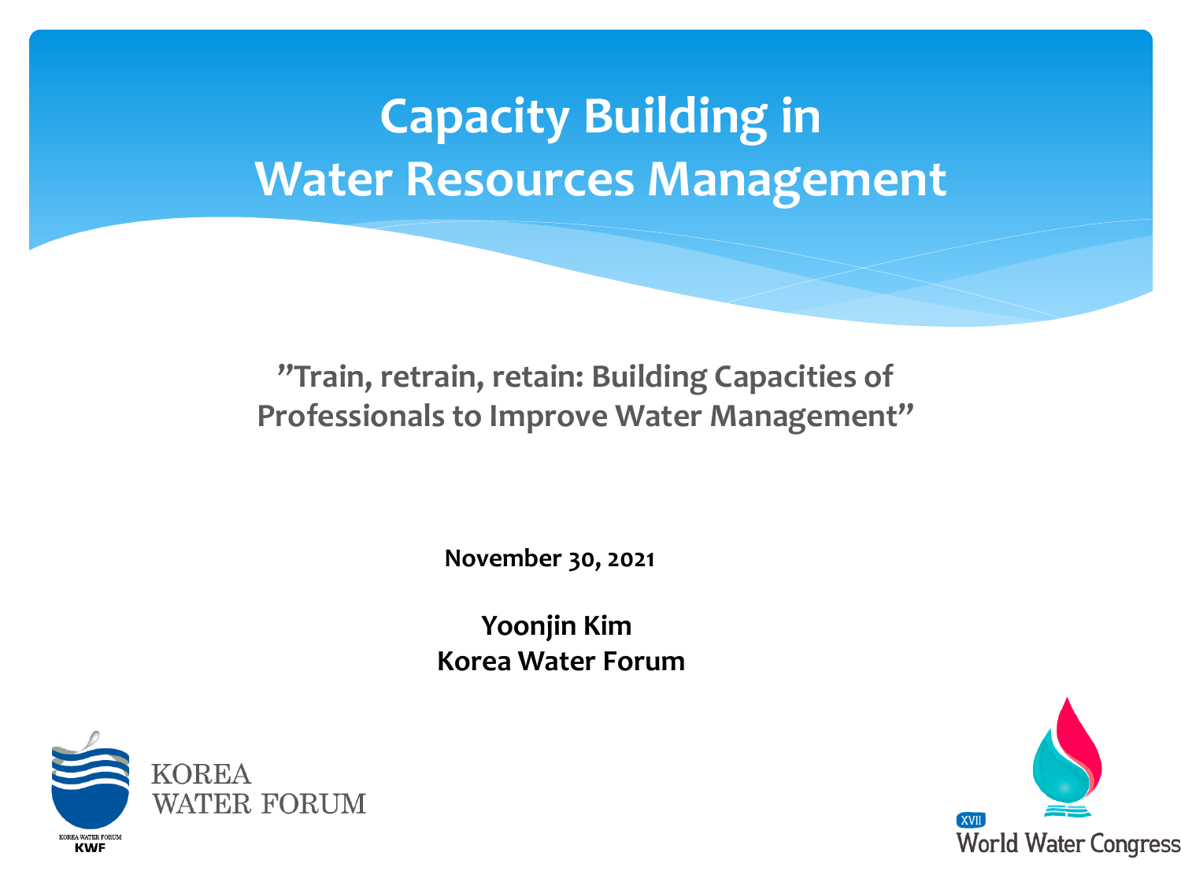# Capacity Building in Water Resources Management

**"Train, retrain, retain: Building Capacities of Professionals to Improve Water Management"**

**November 30, 2021**

**Yoonjin Kim**
**Korea Water Forum**

KOREA WATER FORUM
KWF

XVII World Water Congress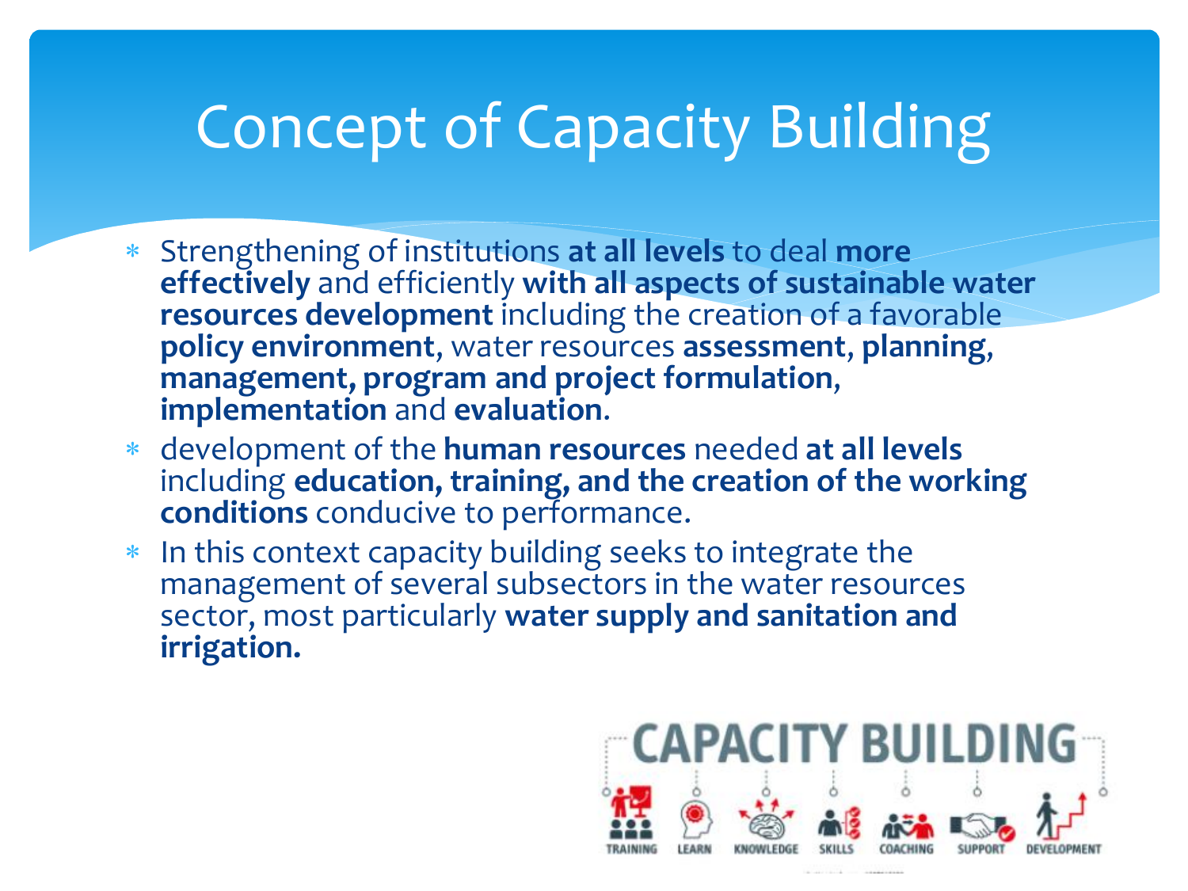# Concept of Capacity Building

- Strengthening of institutions **at all levels** to deal **more effectively** and efficiently **with all aspects of sustainable water resources development** including the creation of a favorable **policy environment**, water resources **assessment**, **planning**, **management, program and project formulation**, **implementation** and **evaluation**.
- development of the **human resources** needed **at all levels** including **education, training, and the creation of the working conditions** conducive to performance.
- In this context capacity building seeks to integrate the management of several subsectors in the water resources sector, most particularly **water supply and sanitation and irrigation.**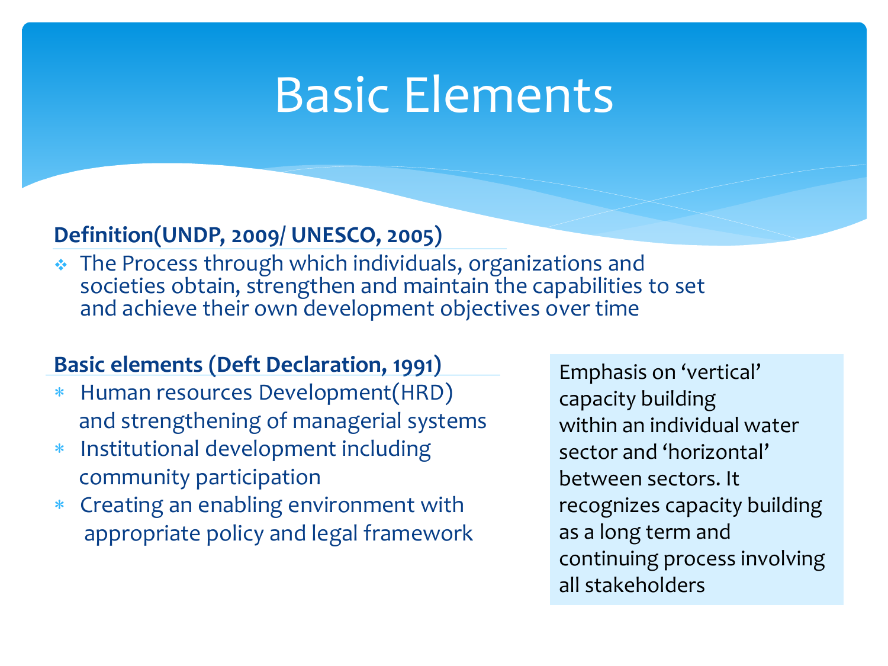# Basic Elements

**Definition(UNDP, 2009/ UNESCO, 2005)**

- The Process through which individuals, organizations and societies obtain, strengthen and maintain the capabilities to set and achieve their own development objectives over time

**Basic elements (Deft Declaration, 1991)**

- Human resources Development(HRD) and strengthening of managerial systems
- Institutional development including community participation
- Creating an enabling environment with appropriate policy and legal framework

Emphasis on 'vertical' capacity building within an individual water sector and 'horizontal' between sectors. It recognizes capacity building as a long term and continuing process involving all stakeholders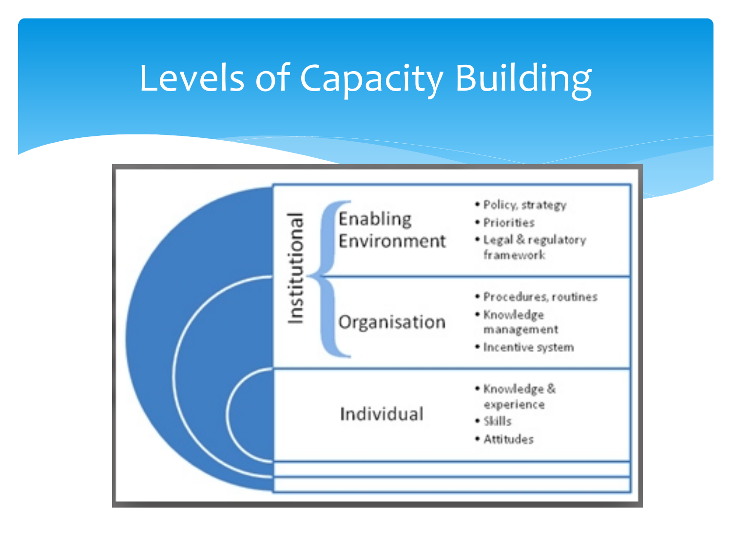# Levels of Capacity Building

| Level | | Focus areas |
|---|---|---|
| Institutional | Enabling Environment | • Policy, strategy<br>• Priorities<br>• Legal & regulatory framework |
| | Organisation | • Procedures, routines<br>• Knowledge management<br>• Incentive system |
| | Individual | • Knowledge & experience<br>• Skills<br>• Attitudes |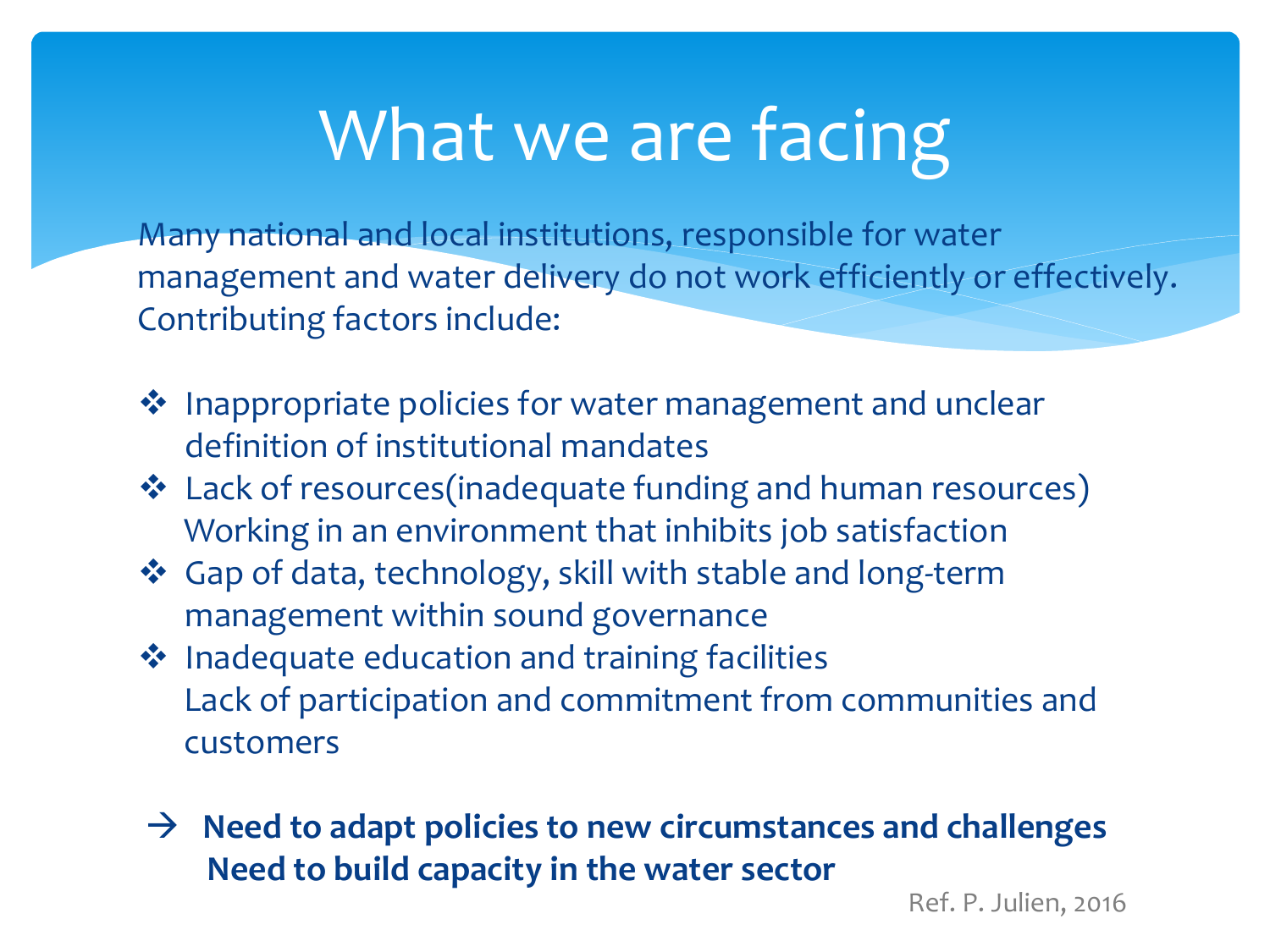# What we are facing

Many national and local institutions, responsible for water management and water delivery do not work efficiently or effectively. Contributing factors include:

- Inappropriate policies for water management and unclear definition of institutional mandates
- Lack of resources(inadequate funding and human resources)  
  Working in an environment that inhibits job satisfaction
- Gap of data, technology, skill with stable and long-term management within sound governance
- Inadequate education and training facilities  
  Lack of participation and commitment from communities and customers

→ **Need to adapt policies to new circumstances and challenges**  
**Need to build capacity in the water sector**

Ref. P. Julien, 2016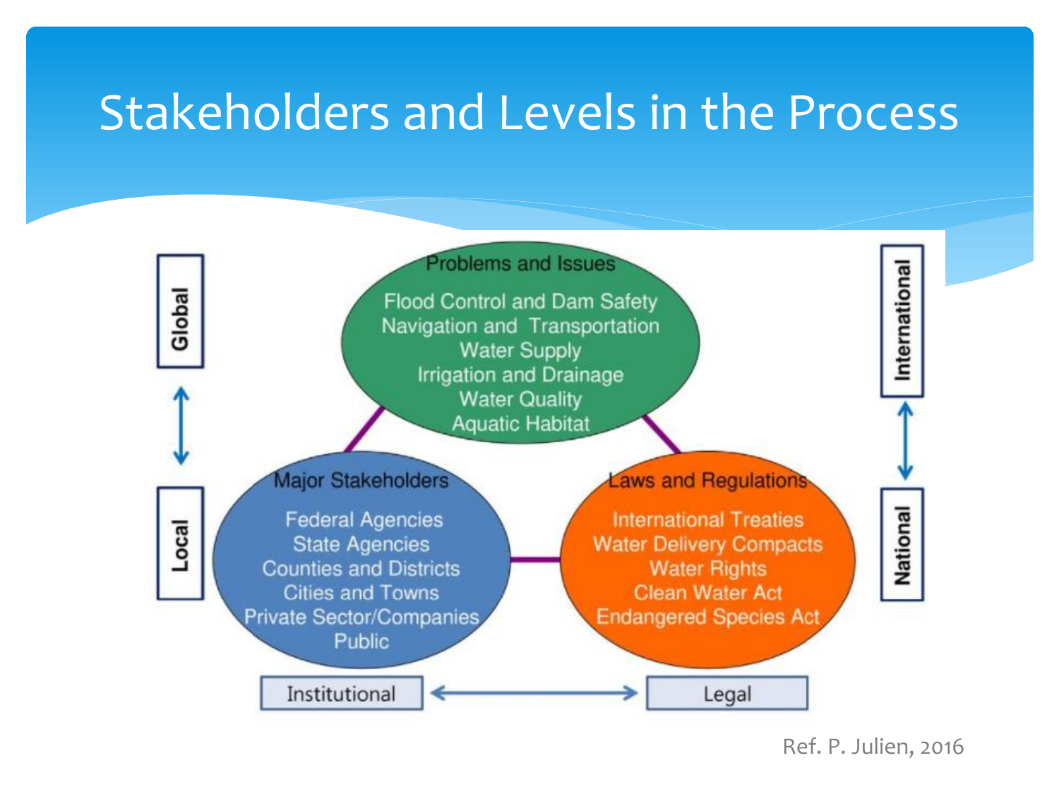# Stakeholders and Levels in the Process

**Problems and Issues**
- Flood Control and Dam Safety
- Navigation and Transportation
- Water Supply
- Irrigation and Drainage
- Water Quality
- Aquatic Habitat

**Major Stakeholders**
- Federal Agencies
- State Agencies
- Counties and Districts
- Cities and Towns
- Private Sector/Companies
- Public

**Laws and Regulations**
- International Treaties
- Water Delivery Compacts
- Water Rights
- Clean Water Act
- Endangered Species Act

Global ↔ Local

International ↔ National

Institutional ↔ Legal

Ref. P. Julien, 2016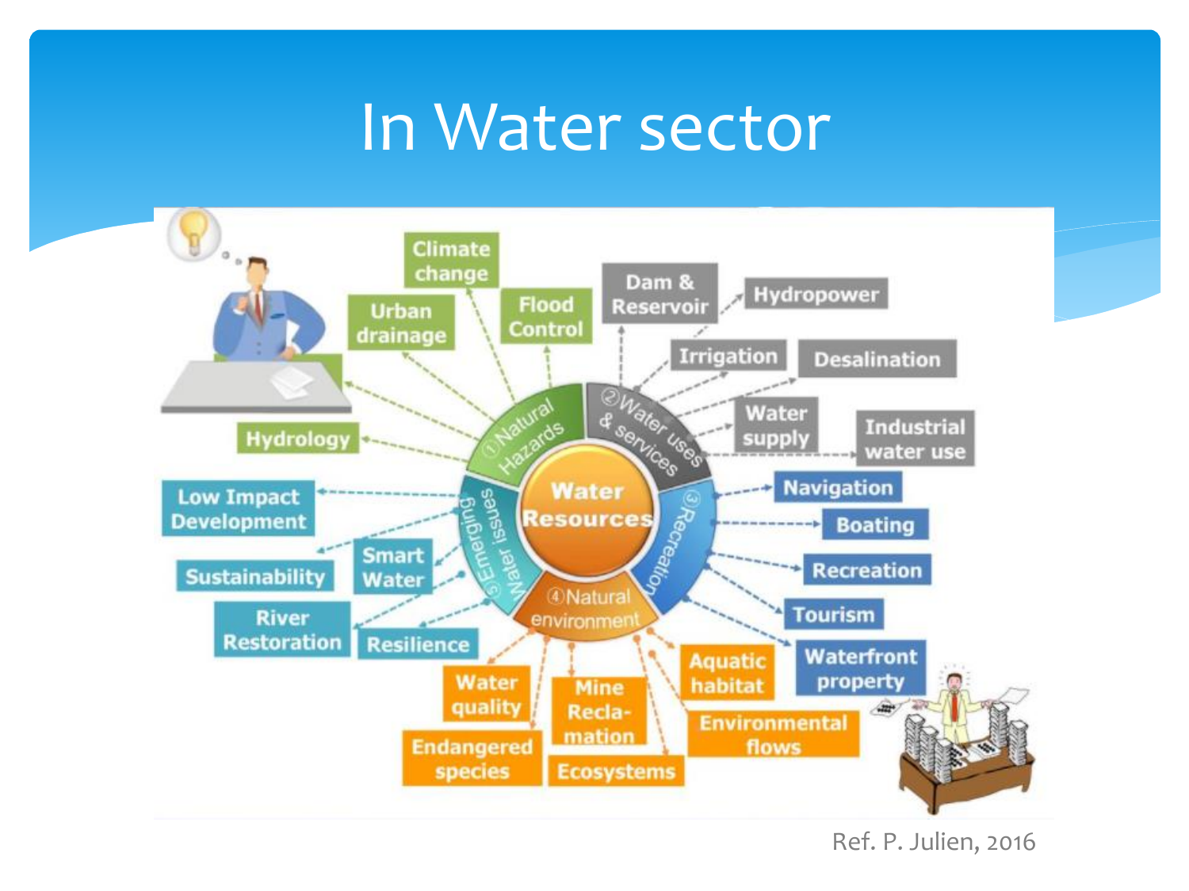# In Water sector

Water Resources

① Natural Hazards: Climate change, Urban drainage, Flood Control, Hydrology

② Water uses & services: Dam & Reservoir, Hydropower, Irrigation, Desalination, Water supply, Industrial water use

③ Recreation: Navigation, Boating, Recreation, Tourism, Waterfront property

④ Natural environment: Aquatic habitat, Environmental flows, Ecosystems, Mine Recla-mation, Water quality, Endangered species

⑤ Emerging Water issues: Low Impact Development, Smart Water, Sustainability, River Restoration, Resilience

Ref. P. Julien, 2016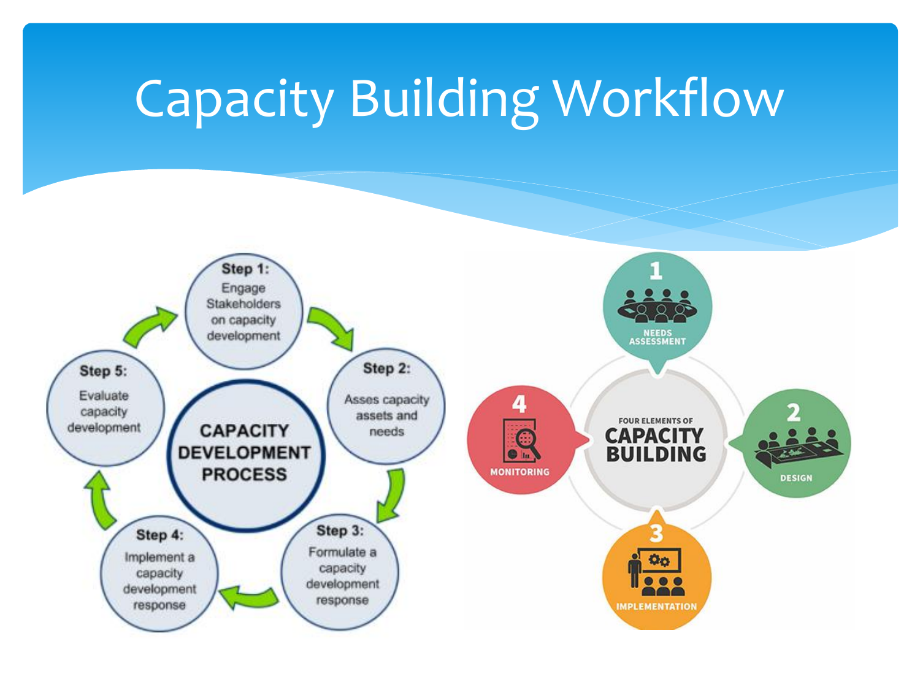# Capacity Building Workflow

**CAPACITY DEVELOPMENT PROCESS**

- **Step 1:** Engage Stakeholders on capacity development
- **Step 2:** Asses capacity assets and needs
- **Step 3:** Formulate a capacity development response
- **Step 4:** Implement a capacity development response
- **Step 5:** Evaluate capacity development

**FOUR ELEMENTS OF CAPACITY BUILDING**

1. NEEDS ASSESSMENT
2. DESIGN
3. IMPLEMENTATION
4. MONITORING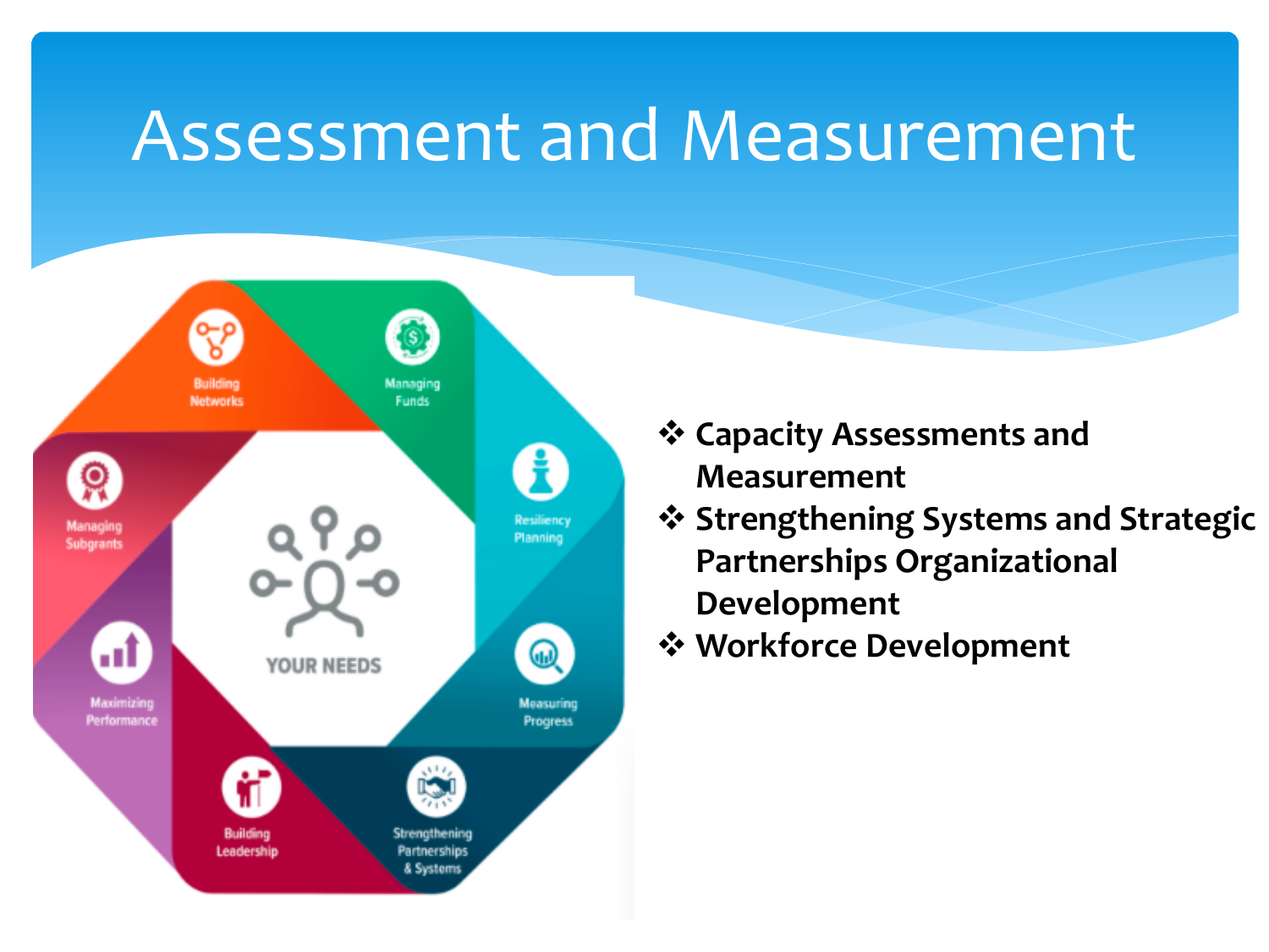# Assessment and Measurement

- Building Networks
- Managing Funds
- Resiliency Planning
- Measuring Progress
- Strengthening Partnerships & Systems
- Building Leadership
- Maximizing Performance
- Managing Subgrants

YOUR NEEDS

- **Capacity Assessments and Measurement**
- **Strengthening Systems and Strategic Partnerships Organizational Development**
- **Workforce Development**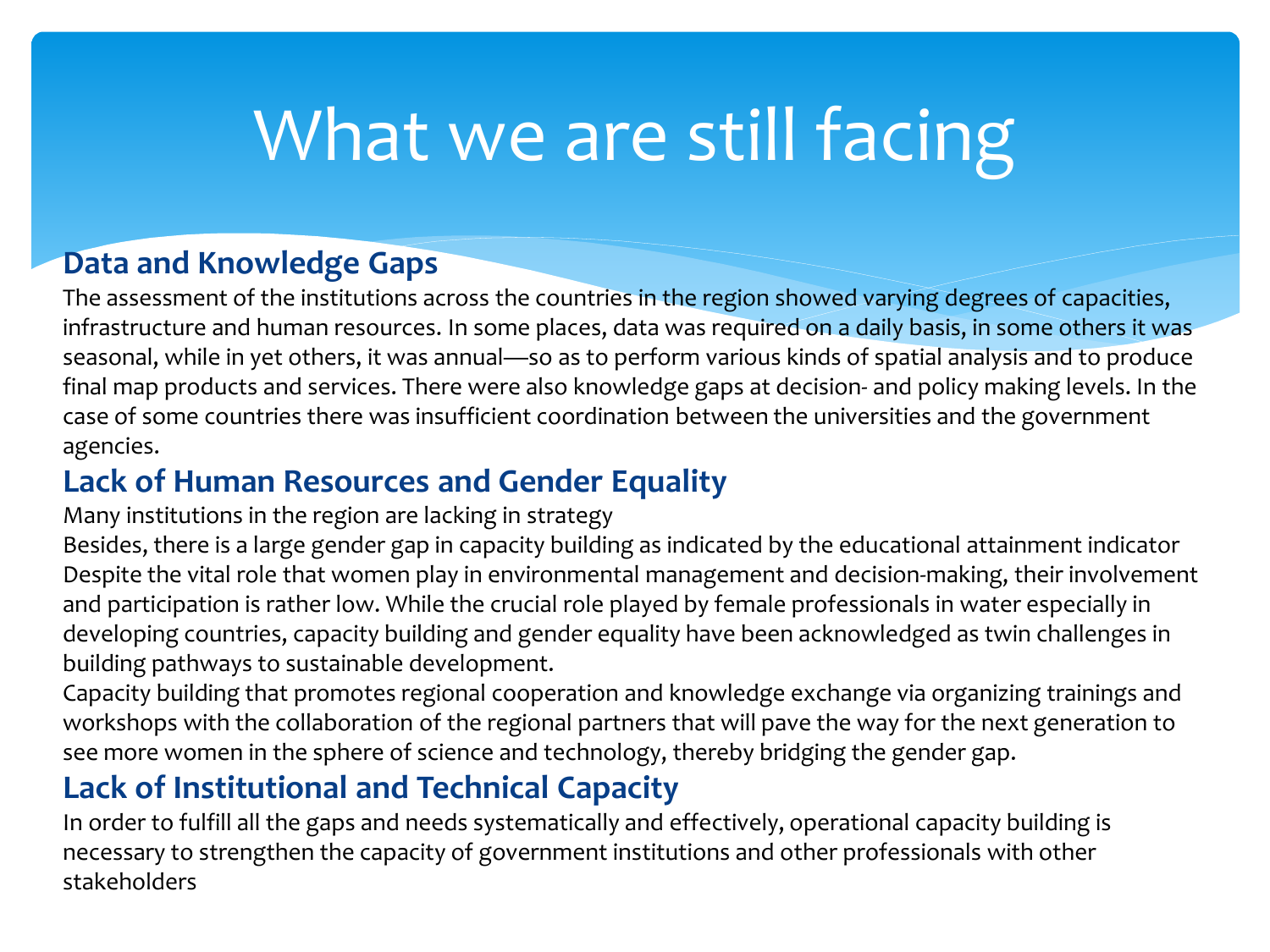# What we are still facing

## Data and Knowledge Gaps

The assessment of the institutions across the countries in the region showed varying degrees of capacities, infrastructure and human resources. In some places, data was required on a daily basis, in some others it was seasonal, while in yet others, it was annual—so as to perform various kinds of spatial analysis and to produce final map products and services. There were also knowledge gaps at decision- and policy making levels. In the case of some countries there was insufficient coordination between the universities and the government agencies.

## Lack of Human Resources and Gender Equality

Many institutions in the region are lacking in strategy

Besides, there is a large gender gap in capacity building as indicated by the educational attainment indicator

Despite the vital role that women play in environmental management and decision-making, their involvement and participation is rather low. While the crucial role played by female professionals in water especially in developing countries, capacity building and gender equality have been acknowledged as twin challenges in building pathways to sustainable development.

Capacity building that promotes regional cooperation and knowledge exchange via organizing trainings and workshops with the collaboration of the regional partners that will pave the way for the next generation to see more women in the sphere of science and technology, thereby bridging the gender gap.

## Lack of Institutional and Technical Capacity

In order to fulfill all the gaps and needs systematically and effectively, operational capacity building is necessary to strengthen the capacity of government institutions and other professionals with other stakeholders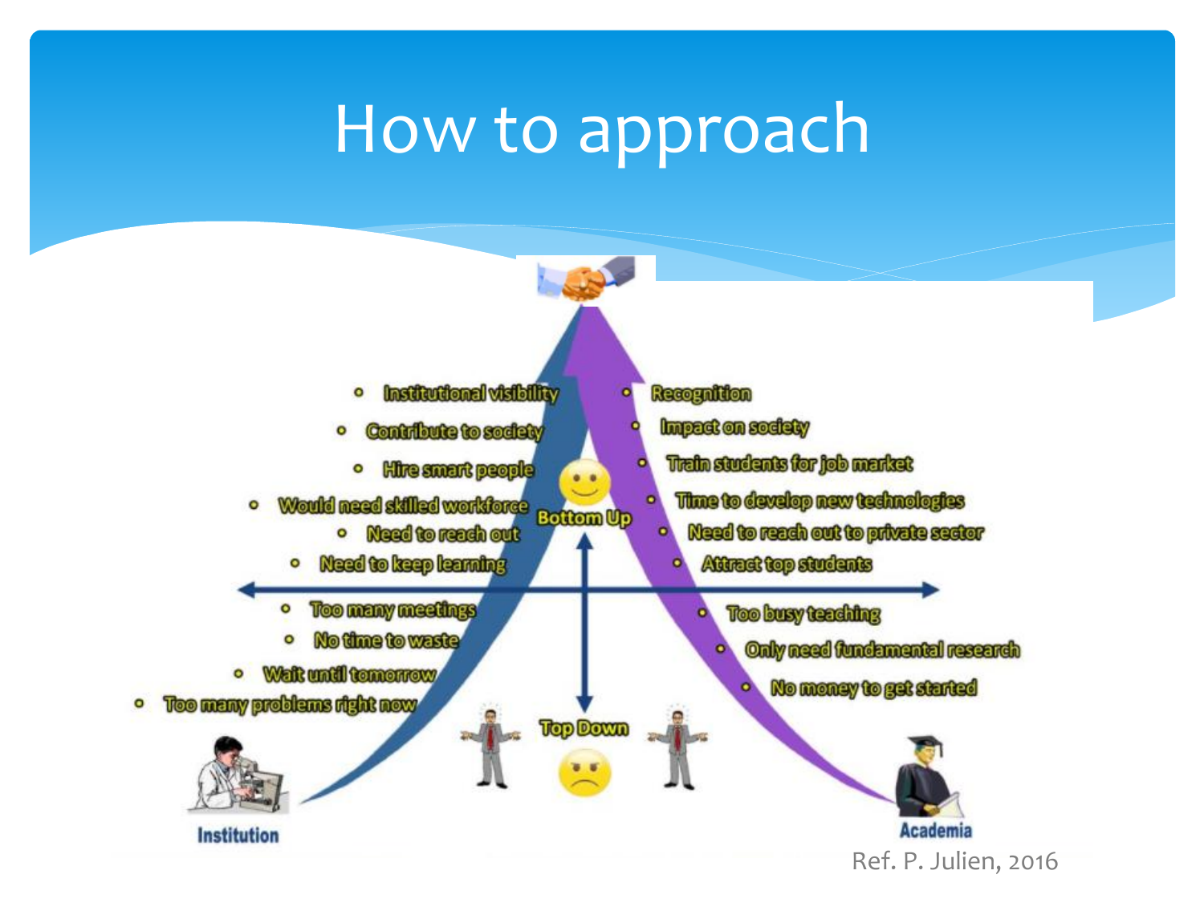# How to approach

**Institution**

- Institutional visibility
- Contribute to society
- Hire smart people
- Would need skilled workforce
- Need to reach out
- Need to keep learning
- Too many meetings
- No time to waste
- Wait until tomorrow
- Too many problems right now

**Academia**

- Recognition
- Impact on society
- Train students for job market
- Time to develop new technologies
- Need to reach out to private sector
- Attract top students
- Too busy teaching
- Only need fundamental research
- No money to get started

Bottom Up

Top Down

Ref. P. Julien, 2016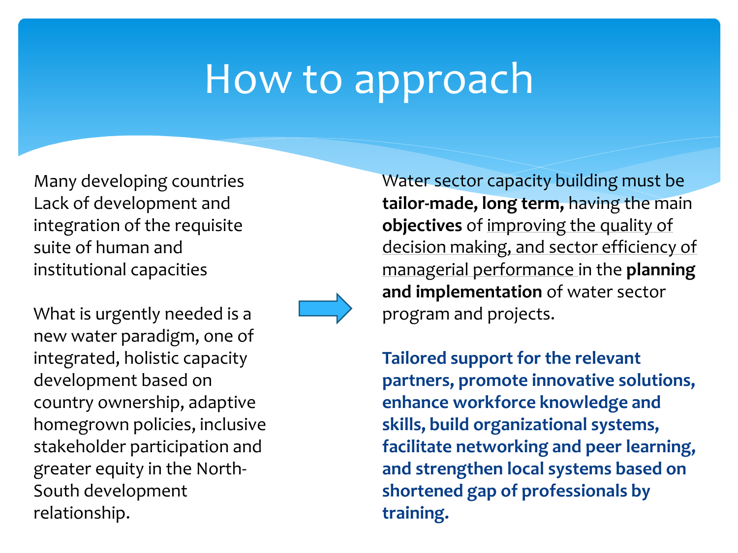# How to approach

Many developing countries Lack of development and integration of the requisite suite of human and institutional capacities

What is urgently needed is a new water paradigm, one of integrated, holistic capacity development based on country ownership, adaptive homegrown policies, inclusive stakeholder participation and greater equity in the North-South development relationship.

→

Water sector capacity building must be **tailor-made, long term,** having the main **objectives** of improving the quality of decision making, and sector efficiency of managerial performance in the **planning and implementation** of water sector program and projects.

**Tailored support for the relevant partners, promote innovative solutions, enhance workforce knowledge and skills, build organizational systems, facilitate networking and peer learning, and strengthen local systems based on shortened gap of professionals by training.**